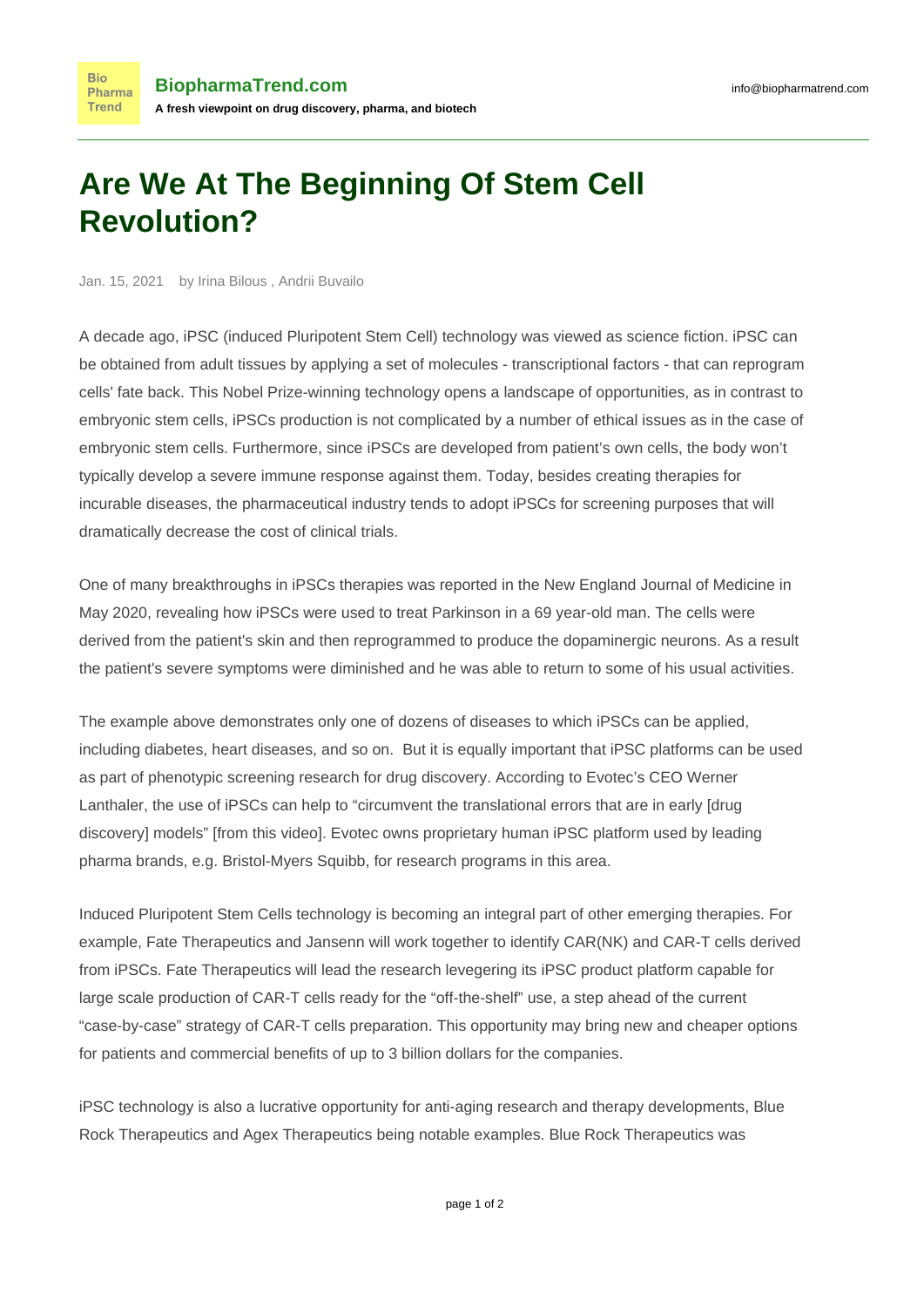# Are We At The Beginning Of Stem Cell Revolution?

Jan. 15, 2021 by Irina Bilous , Andrii Buvailo

A decade ago, iPSC (induced Pluripotent Stem Cell) technology was viewed as science fiction. iPSC can be obtained from adult tissues by applying a set of molecules - transcriptional factors - that can reprogram cells' fate back. This Nobel Prize-winning technology opens a landscape of opportunities, as in contrast to embryonic stem cells, iPSCs production is not complicated by a number of ethical issues as in the case of embryonic stem cells. Furthermore, since iPSCs are developed from patient's own cells, the body won't typically develop a severe immune response against them. Today, besides creating therapies for incurable diseases, the pharmaceutical industry tends to adopt iPSCs for screening purposes that will dramatically decrease the cost of clinical trials.

One of many breakthroughs in iPSCs therapies was reported in the New England Journal of Medicine in May 2020, revealing how iPSCs were used to treat Parkinson in a 69 year-old man. The cells were derived from the patient's skin and then reprogrammed to produce the dopaminergic neurons. As a result the patient's severe symptoms were diminished and he was able to return to some of his usual activities.

The example above demonstrates only one of dozens of diseases to which iPSCs can be applied, including diabetes, heart diseases, and so on. But it is equally important that iPSC platforms can be used as part of phenotypic screening research for drug discovery. According to Evotec's CEO Werner Lanthaler, the use of iPSCs can help to "circumvent the translational errors that are in early [drug discovery] models" [from this video]. Evotec owns proprietary human iPSC platform used by leading pharma brands, e.g. Bristol-Myers Squibb, for research programs in this area.

Induced Pluripotent Stem Cells technology is becoming an integral part of other emerging therapies. For example, Fate Therapeutics and Jansenn will work together to identify CAR(NK) and CAR-T cells derived from iPSCs. Fate Therapeutics will lead the research levegering its iPSC product platform capable for large scale production of CAR-T cells ready for the "off-the-shelf" use, a step ahead of the current "case-by-case" strategy of CAR-T cells preparation. This opportunity may bring new and cheaper options for patients and commercial benefits of up to 3 billion dollars for the companies.

iPSC technology is also a lucrative opportunity for anti-aging research and therapy developments, Blue Rock Therapeutics and Agex Therapeutics being notable examples. Blue Rock Therapeutics was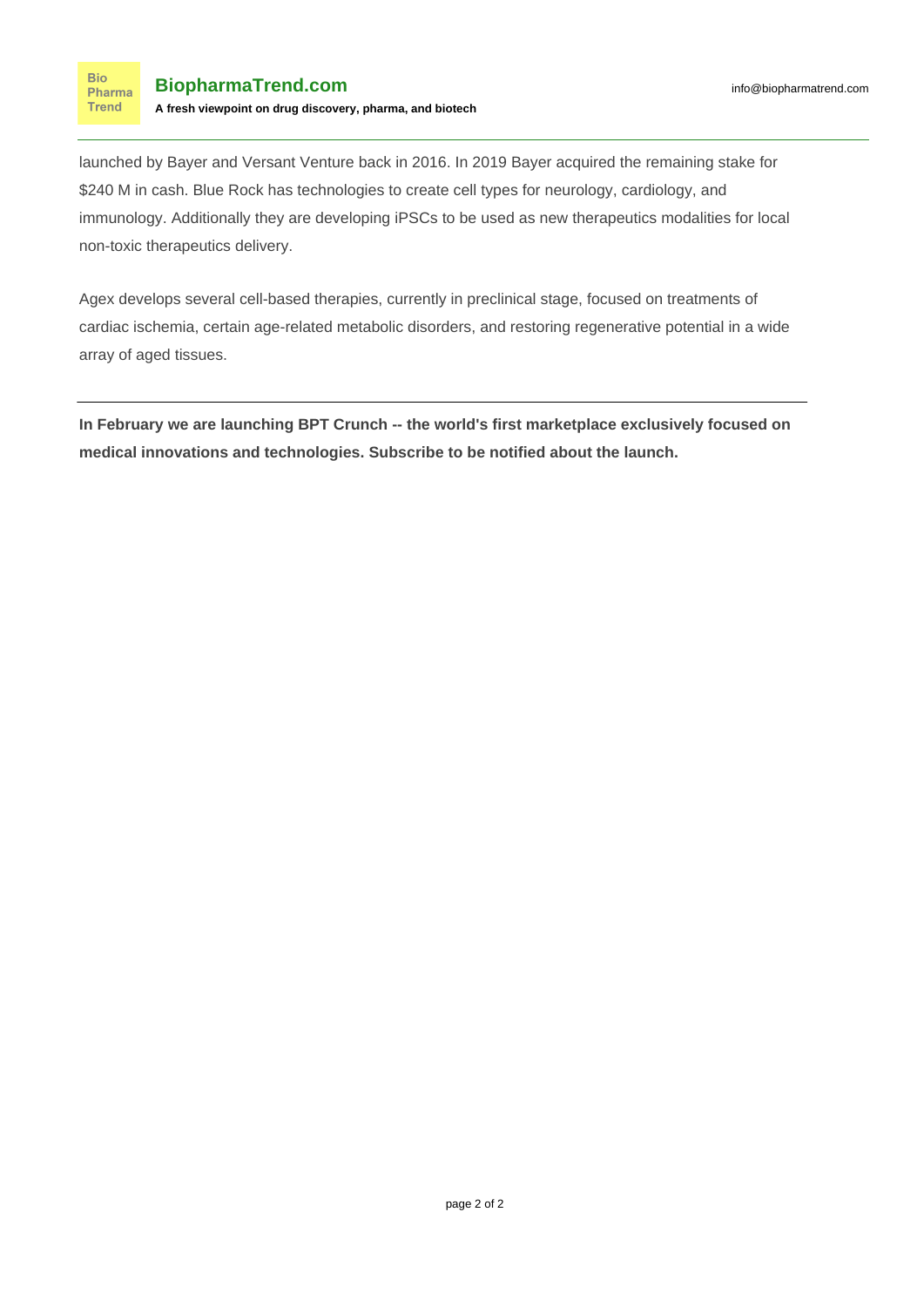launched by Bayer and Versant Venture back in 2016. In 2019 Bayer acquired the remaining stake for $240 M in cash. Blue Rock has technologies to create cell types for neurology, cardiology, and immunology. Additionally they are developing iPSCs to be used as new therapeutics modalities for local non-toxic therapeutics delivery.

Agex develops several cell-based therapies, currently in preclinical stage, focused on treatments of cardiac ischemia, certain age-related metabolic disorders, and restoring regenerative potential in a wide array of aged tissues.

---

**In February we are launching BPT Crunch -- the world's first marketplace exclusively focused on medical innovations and technologies. Subscribe to be notified about the launch.**